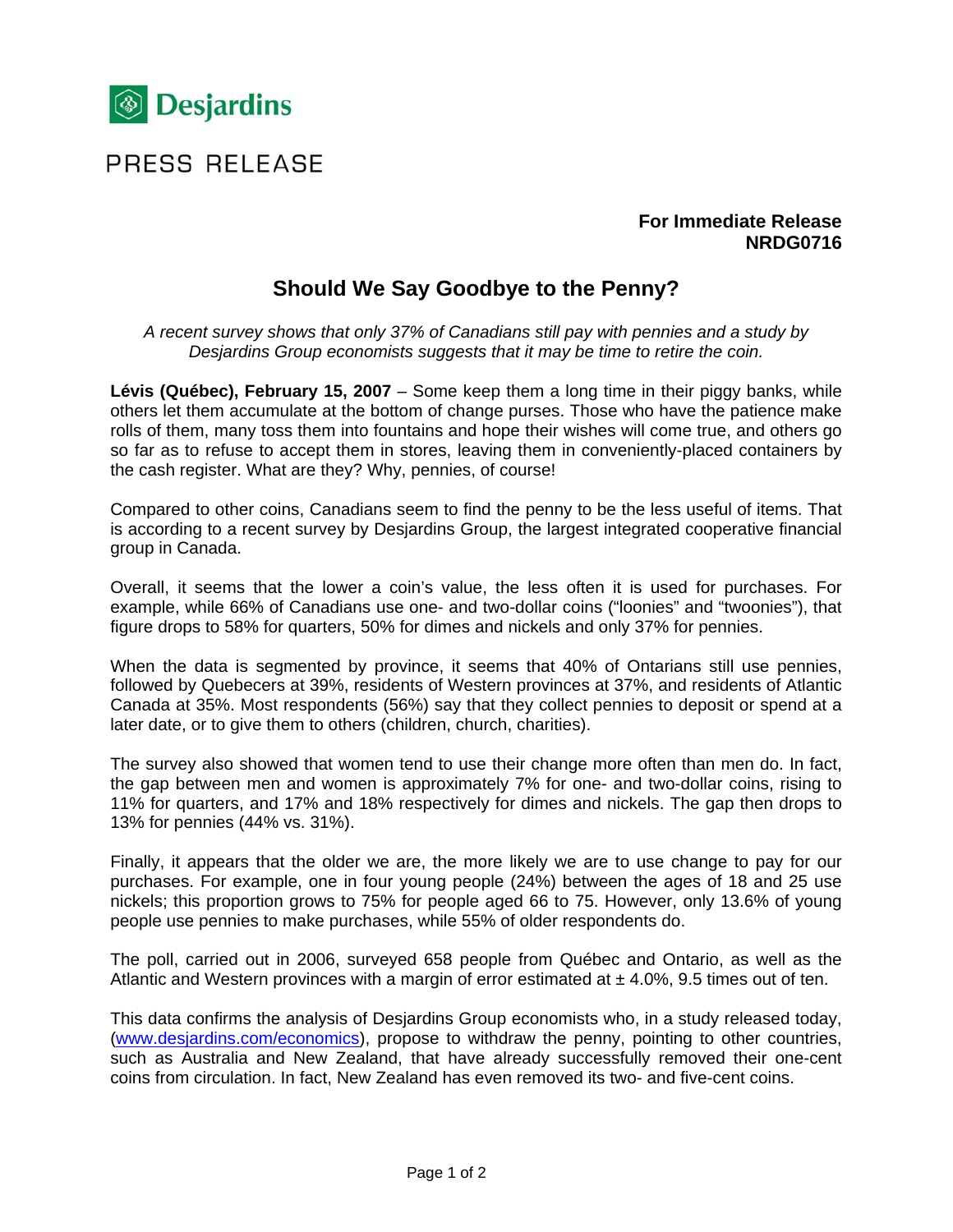Desjardins

PRESS RELEASE

**For Immediate Release**
**NRDG0716**

# Should We Say Goodbye to the Penny?

*A recent survey shows that only 37% of Canadians still pay with pennies and a study by Desjardins Group economists suggests that it may be time to retire the coin.*

**Lévis (Québec), February 15, 2007** – Some keep them a long time in their piggy banks, while others let them accumulate at the bottom of change purses. Those who have the patience make rolls of them, many toss them into fountains and hope their wishes will come true, and others go so far as to refuse to accept them in stores, leaving them in conveniently-placed containers by the cash register. What are they? Why, pennies, of course!

Compared to other coins, Canadians seem to find the penny to be the less useful of items. That is according to a recent survey by Desjardins Group, the largest integrated cooperative financial group in Canada.

Overall, it seems that the lower a coin's value, the less often it is used for purchases. For example, while 66% of Canadians use one- and two-dollar coins ("loonies" and "twoonies"), that figure drops to 58% for quarters, 50% for dimes and nickels and only 37% for pennies.

When the data is segmented by province, it seems that 40% of Ontarians still use pennies, followed by Quebecers at 39%, residents of Western provinces at 37%, and residents of Atlantic Canada at 35%. Most respondents (56%) say that they collect pennies to deposit or spend at a later date, or to give them to others (children, church, charities).

The survey also showed that women tend to use their change more often than men do. In fact, the gap between men and women is approximately 7% for one- and two-dollar coins, rising to 11% for quarters, and 17% and 18% respectively for dimes and nickels. The gap then drops to 13% for pennies (44% vs. 31%).

Finally, it appears that the older we are, the more likely we are to use change to pay for our purchases. For example, one in four young people (24%) between the ages of 18 and 25 use nickels; this proportion grows to 75% for people aged 66 to 75. However, only 13.6% of young people use pennies to make purchases, while 55% of older respondents do.

The poll, carried out in 2006, surveyed 658 people from Québec and Ontario, as well as the Atlantic and Western provinces with a margin of error estimated at ± 4.0%, 9.5 times out of ten.

This data confirms the analysis of Desjardins Group economists who, in a study released today, (www.desjardins.com/economics), propose to withdraw the penny, pointing to other countries, such as Australia and New Zealand, that have already successfully removed their one-cent coins from circulation. In fact, New Zealand has even removed its two- and five-cent coins.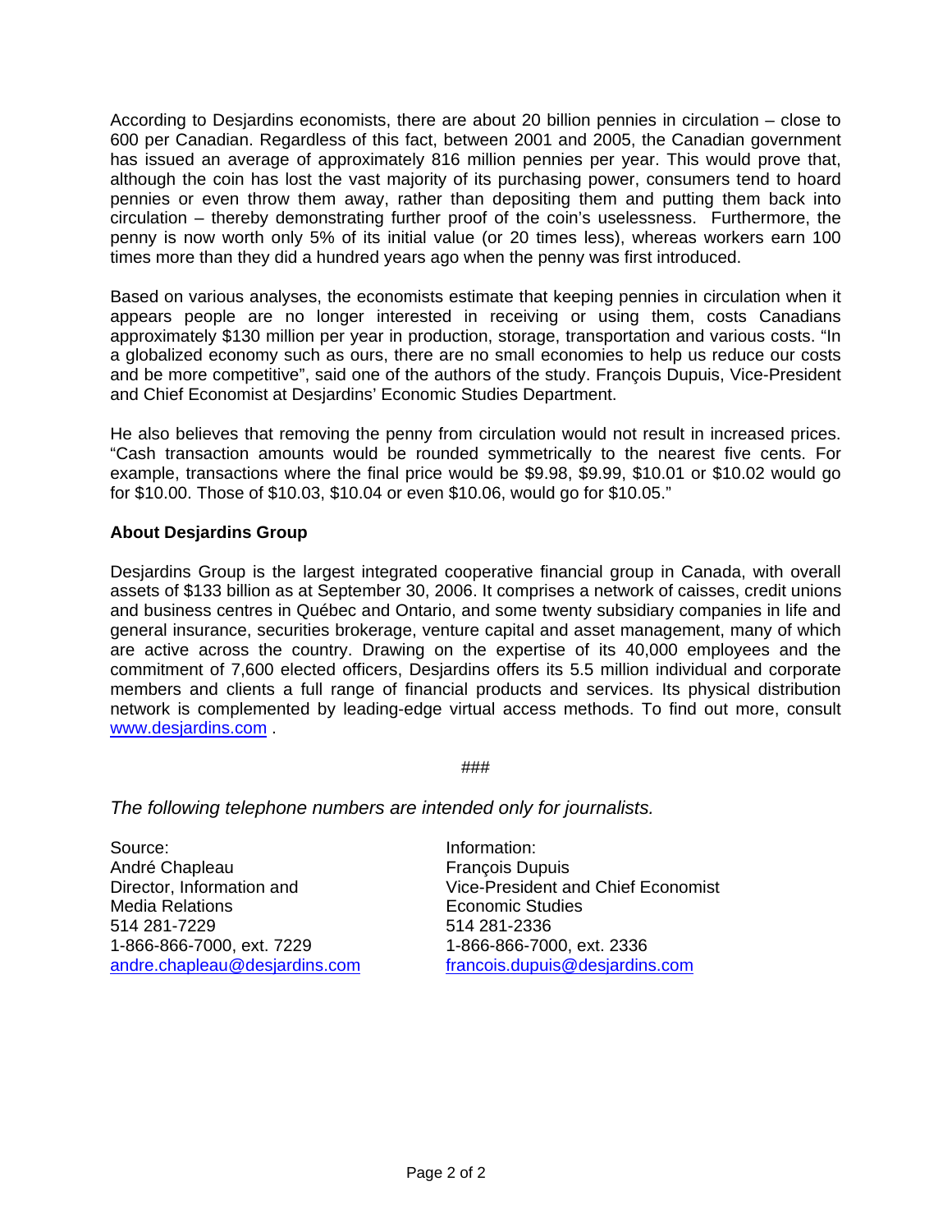According to Desjardins economists, there are about 20 billion pennies in circulation – close to 600 per Canadian. Regardless of this fact, between 2001 and 2005, the Canadian government has issued an average of approximately 816 million pennies per year. This would prove that, although the coin has lost the vast majority of its purchasing power, consumers tend to hoard pennies or even throw them away, rather than depositing them and putting them back into circulation – thereby demonstrating further proof of the coin's uselessness. Furthermore, the penny is now worth only 5% of its initial value (or 20 times less), whereas workers earn 100 times more than they did a hundred years ago when the penny was first introduced.

Based on various analyses, the economists estimate that keeping pennies in circulation when it appears people are no longer interested in receiving or using them, costs Canadians approximately $130 million per year in production, storage, transportation and various costs. "In a globalized economy such as ours, there are no small economies to help us reduce our costs and be more competitive", said one of the authors of the study. François Dupuis, Vice-President and Chief Economist at Desjardins' Economic Studies Department.

He also believes that removing the penny from circulation would not result in increased prices. "Cash transaction amounts would be rounded symmetrically to the nearest five cents. For example, transactions where the final price would be $9.98, $9.99, $10.01 or $10.02 would go for $10.00. Those of $10.03, $10.04 or even $10.06, would go for $10.05."

**About Desjardins Group**

Desjardins Group is the largest integrated cooperative financial group in Canada, with overall assets of $133 billion as at September 30, 2006. It comprises a network of caisses, credit unions and business centres in Québec and Ontario, and some twenty subsidiary companies in life and general insurance, securities brokerage, venture capital and asset management, many of which are active across the country. Drawing on the expertise of its 40,000 employees and the commitment of 7,600 elected officers, Desjardins offers its 5.5 million individual and corporate members and clients a full range of financial products and services. Its physical distribution network is complemented by leading-edge virtual access methods. To find out more, consult www.desjardins.com .

###

*The following telephone numbers are intended only for journalists.*

Source:
André Chapleau
Director, Information and
Media Relations
514 281-7229
1-866-866-7000, ext. 7229
andre.chapleau@desjardins.com

Information:
François Dupuis
Vice-President and Chief Economist
Economic Studies
514 281-2336
1-866-866-7000, ext. 2336
francois.dupuis@desjardins.com